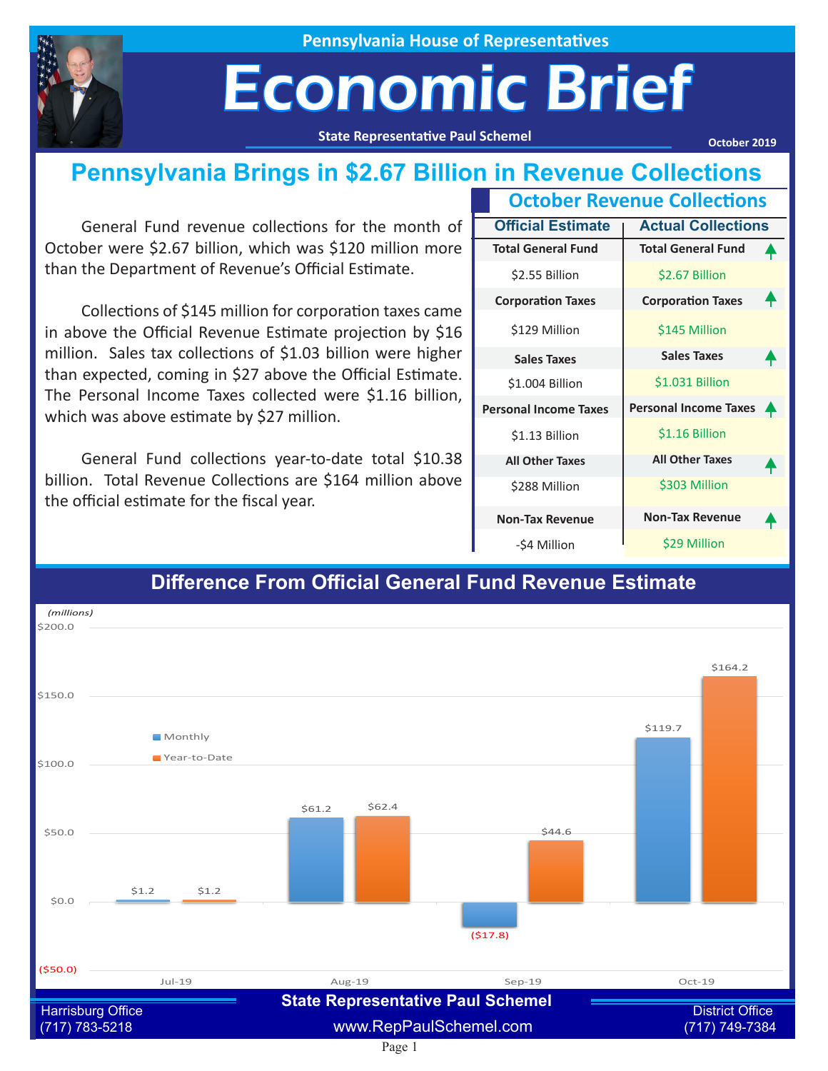Pennsylvania House of Representatives

# Economic Brief

State Representative Paul Schemel

October 2019

## Pennsylvania Brings in $2.67 Billion in Revenue Collections

General Fund revenue collections for the month of October were $2.67 billion, which was $120 million more than the Department of Revenue's Official Estimate.

Collections of $145 million for corporation taxes came in above the Official Revenue Estimate projection by $16 million. Sales tax collections of $1.03 billion were higher than expected, coming in $27 above the Official Estimate. The Personal Income Taxes collected were $1.16 billion, which was above estimate by $27 million.

General Fund collections year-to-date total $10.38 billion. Total Revenue Collections are $164 million above the official estimate for the fiscal year.

### October Revenue Collections

| Official Estimate | Actual Collections |
|---|---|
| **Total General Fund** | **Total General Fund** ▲ |
| $2.55 Billion | $2.67 Billion |
| **Corporation Taxes** | **Corporation Taxes** ▲ |
| $129 Million | $145 Million |
| **Sales Taxes** | **Sales Taxes** ▲ |
| $1.004 Billion | $1.031 Billion |
| **Personal Income Taxes** | **Personal Income Taxes** ▲ |
| $1.13 Billion | $1.16 Billion |
| **All Other Taxes** | **All Other Taxes** ▲ |
| $288 Million | $303 Million |
| **Non-Tax Revenue** | **Non-Tax Revenue** ▲ |
| -$4 Million | $29 Million |

## Difference From Official General Fund Revenue Estimate

*(millions)*

| | Monthly | Year-to-Date |
|---|---|---|
| Jul-19 | $1.2 | $1.2 |
| Aug-19 | $61.2 | $62.4 |
| Sep-19 | ($17.8) | $44.6 |
| Oct-19 | $119.7 | $164.2 |

State Representative Paul Schemel

Harrisburg Office (717) 783-5218

www.RepPaulSchemel.com

District Office (717) 749-7384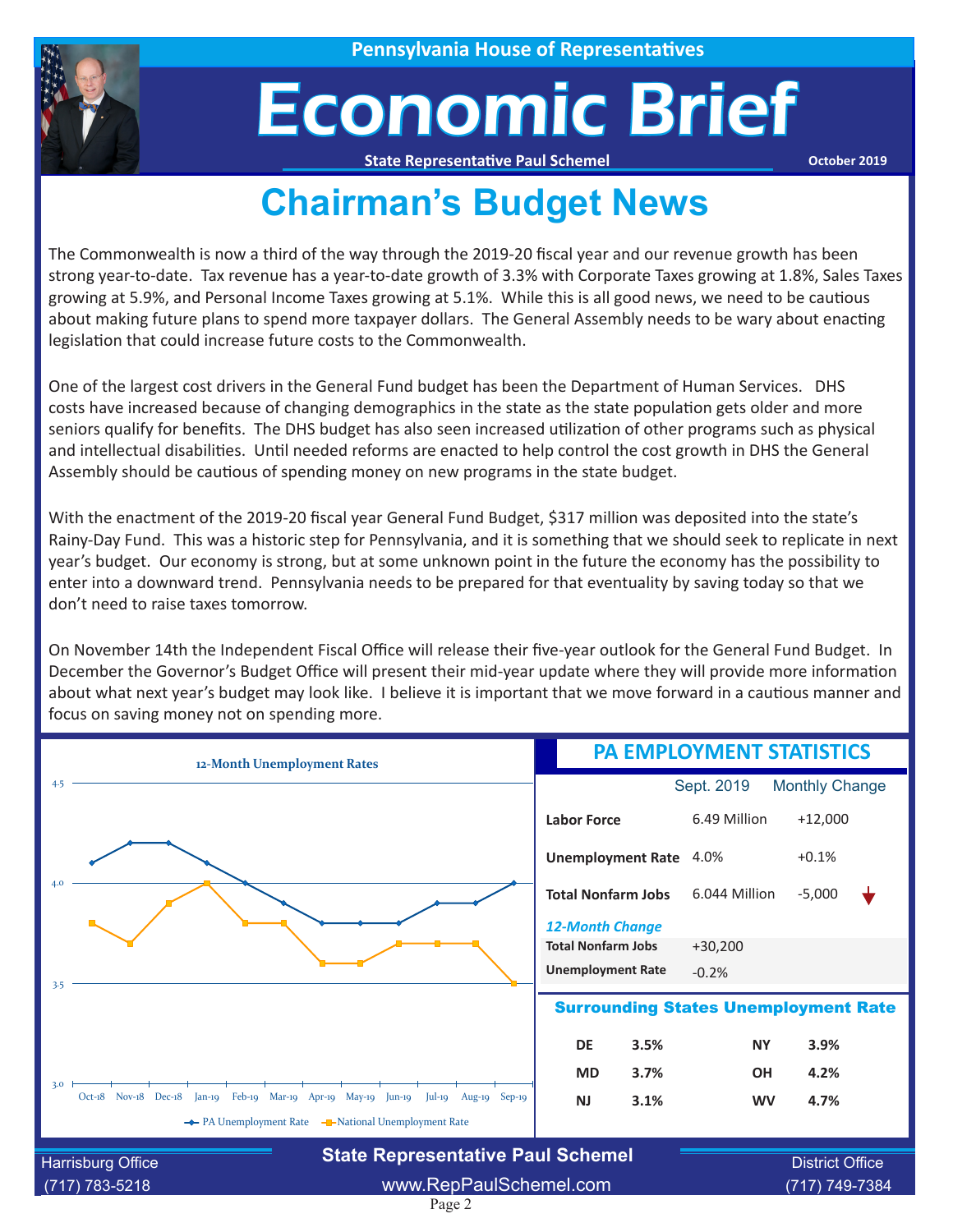Pennsylvania House of Representatives

# Economic Brief

State Representative Paul Schemel

October 2019

## Chairman's Budget News

The Commonwealth is now a third of the way through the 2019-20 fiscal year and our revenue growth has been strong year-to-date. Tax revenue has a year-to-date growth of 3.3% with Corporate Taxes growing at 1.8%, Sales Taxes growing at 5.9%, and Personal Income Taxes growing at 5.1%. While this is all good news, we need to be cautious about making future plans to spend more taxpayer dollars. The General Assembly needs to be wary about enacting legislation that could increase future costs to the Commonwealth.

One of the largest cost drivers in the General Fund budget has been the Department of Human Services. DHS costs have increased because of changing demographics in the state as the state population gets older and more seniors qualify for benefits. The DHS budget has also seen increased utilization of other programs such as physical and intellectual disabilities. Until needed reforms are enacted to help control the cost growth in DHS the General Assembly should be cautious of spending money on new programs in the state budget.

With the enactment of the 2019-20 fiscal year General Fund Budget, $317 million was deposited into the state's Rainy-Day Fund. This was a historic step for Pennsylvania, and it is something that we should seek to replicate in next year's budget. Our economy is strong, but at some unknown point in the future the economy has the possibility to enter into a downward trend. Pennsylvania needs to be prepared for that eventuality by saving today so that we don't need to raise taxes tomorrow.

On November 14th the Independent Fiscal Office will release their five-year outlook for the General Fund Budget. In December the Governor's Budget Office will present their mid-year update where they will provide more information about what next year's budget may look like. I believe it is important that we move forward in a cautious manner and focus on saving money not on spending more.

12-Month Unemployment Rates

4.5
4.0
3.5
3.0

Oct-18 Nov-18 Dec-18 Jan-19 Feb-19 Mar-19 Apr-19 May-19 Jun-19 Jul-19 Aug-19 Sep-19

PA Unemployment Rate
National Unemployment Rate

### PA EMPLOYMENT STATISTICS

| | Sept. 2019 | Monthly Change |
|---|---|---|
| **Labor Force** | 6.49 Million | +12,000 |
| **Unemployment Rate** | 4.0% | +0.1% |
| **Total Nonfarm Jobs** | 6.044 Million | -5,000 |

***12-Month Change***

| | |
|---|---|
| **Total Nonfarm Jobs** | +30,200 |
| **Unemployment Rate** | -0.2% |

### Surrounding States Unemployment Rate

| | | | |
|---|---|---|---|
| **DE** | **3.5%** | **NY** | **3.9%** |
| **MD** | **3.7%** | **OH** | **4.2%** |
| **NJ** | **3.1%** | **WV** | **4.7%** |

Harrisburg Office (717) 783-5218

**State Representative Paul Schemel**

www.RepPaulSchemel.com

District Office (717) 749-7384